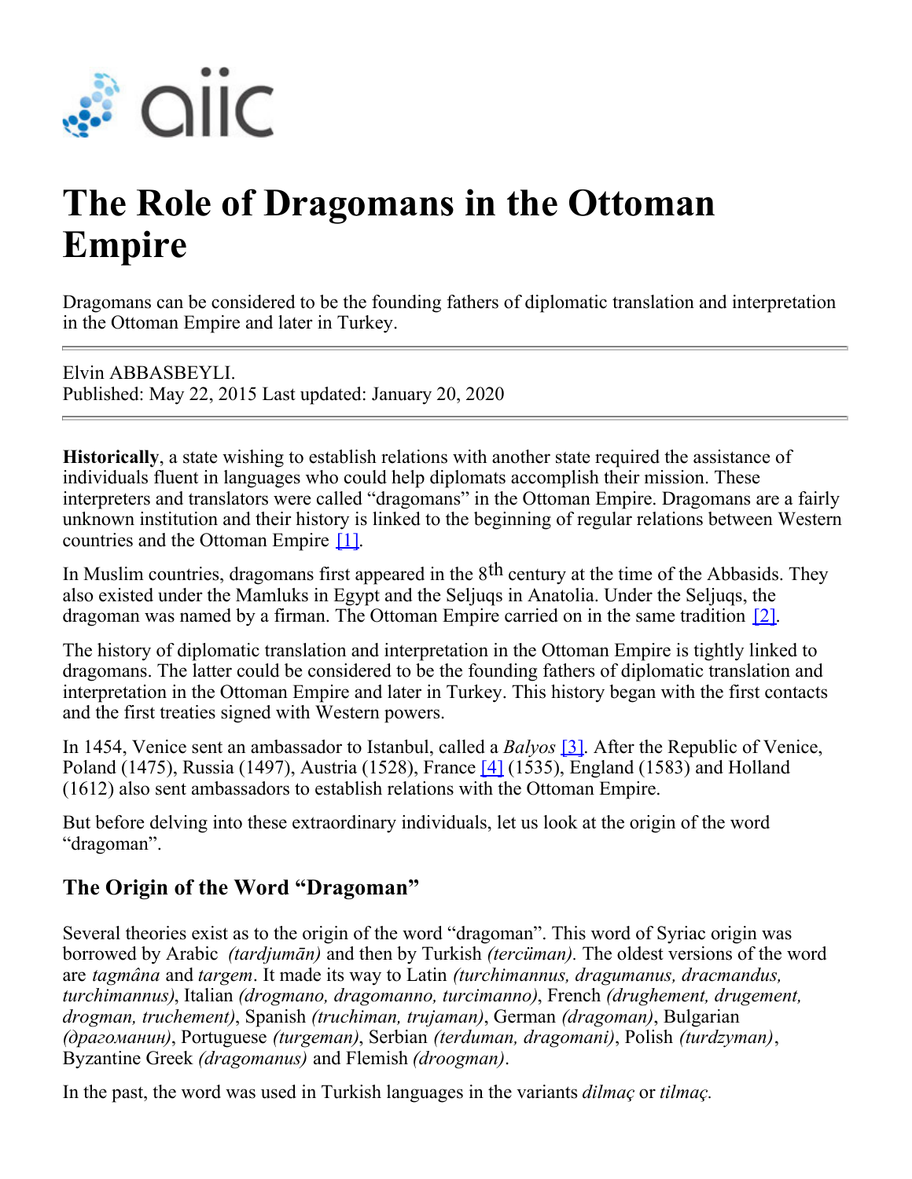# The Role of Dragomans in the Ottoman Empire

Dragomans can be considered to be the founding fathers of diplomatic translation and interpretation in the Ottoman Empire and later in Turkey.

---

Elvin ABBASBEYLI.
Published: May 22, 2015 Last updated: January 20, 2020

---

**Historically**, a state wishing to establish relations with another state required the assistance of individuals fluent in languages who could help diplomats accomplish their mission. These interpreters and translators were called "dragomans" in the Ottoman Empire. Dragomans are a fairly unknown institution and their history is linked to the beginning of regular relations between Western countries and the Ottoman Empire [1].

In Muslim countries, dragomans first appeared in the 8th century at the time of the Abbasids. They also existed under the Mamluks in Egypt and the Seljuqs in Anatolia. Under the Seljuqs, the dragoman was named by a firman. The Ottoman Empire carried on in the same tradition [2].

The history of diplomatic translation and interpretation in the Ottoman Empire is tightly linked to dragomans. The latter could be considered to be the founding fathers of diplomatic translation and interpretation in the Ottoman Empire and later in Turkey. This history began with the first contacts and the first treaties signed with Western powers.

In 1454, Venice sent an ambassador to Istanbul, called a *Balyos* [3]. After the Republic of Venice, Poland (1475), Russia (1497), Austria (1528), France [4] (1535), England (1583) and Holland (1612) also sent ambassadors to establish relations with the Ottoman Empire.

But before delving into these extraordinary individuals, let us look at the origin of the word "dragoman".

## The Origin of the Word "Dragoman"

Several theories exist as to the origin of the word "dragoman". This word of Syriac origin was borrowed by Arabic *(tardjumān)* and then by Turkish *(tercüman).* The oldest versions of the word are *tagmâna* and *targem*. It made its way to Latin *(turchimannus, dragumanus, dracmandus, turchimannus)*, Italian *(drogmano, dragomanno, turcimanno)*, French *(drughement, drugement, drogman, truchement)*, Spanish *(truchiman, trujaman)*, German *(dragoman)*, Bulgarian *(драгоманин)*, Portuguese *(turgeman)*, Serbian *(terduman, dragomani)*, Polish *(turdzyman)*, Byzantine Greek *(dragomanus)* and Flemish *(droogman)*.

In the past, the word was used in Turkish languages in the variants *dilmaç* or *tilmaç.*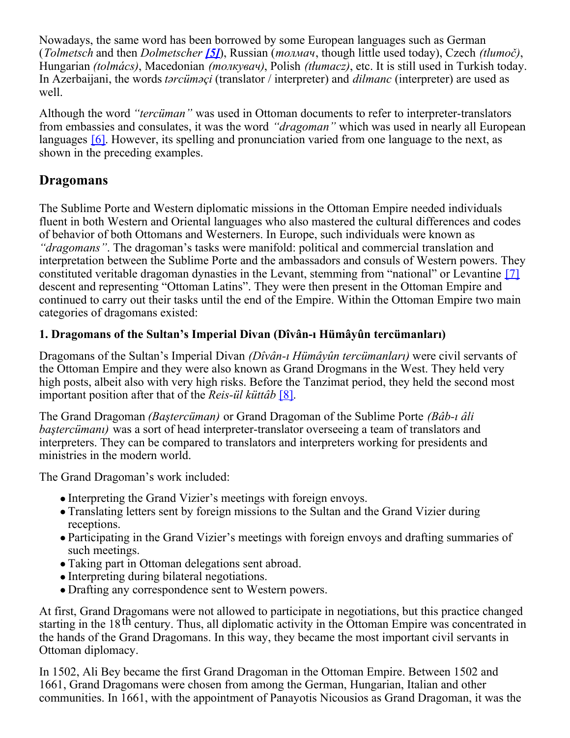Nowadays, the same word has been borrowed by some European languages such as German (*Tolmetsch* and then *Dolmetscher* [5]), Russian (*толмач*, though little used today), Czech *(tlumoč)*, Hungarian *(tolmács)*, Macedonian *(толкувач)*, Polish *(tłumacz)*, etc. It is still used in Turkish today. In Azerbaijani, the words *tərcüməçi* (translator / interpreter) and *dilmanc* (interpreter) are used as well.

Although the word *"tercüman"* was used in Ottoman documents to refer to interpreter-translators from embassies and consulates, it was the word *"dragoman"* which was used in nearly all European languages [6]. However, its spelling and pronunciation varied from one language to the next, as shown in the preceding examples.

## Dragomans

The Sublime Porte and Western diplomatic missions in the Ottoman Empire needed individuals fluent in both Western and Oriental languages who also mastered the cultural differences and codes of behavior of both Ottomans and Westerners. In Europe, such individuals were known as *"dragomans"*. The dragoman's tasks were manifold: political and commercial translation and interpretation between the Sublime Porte and the ambassadors and consuls of Western powers. They constituted veritable dragoman dynasties in the Levant, stemming from "national" or Levantine [7] descent and representing "Ottoman Latins". They were then present in the Ottoman Empire and continued to carry out their tasks until the end of the Empire. Within the Ottoman Empire two main categories of dragomans existed:

### 1. Dragomans of the Sultan's Imperial Divan (Dîvân-ı Hümâyûn tercümanları)

Dragomans of the Sultan's Imperial Divan *(Dîvân-ı Hümâyûn tercümanları)* were civil servants of the Ottoman Empire and they were also known as Grand Drogmans in the West. They held very high posts, albeit also with very high risks. Before the Tanzimat period, they held the second most important position after that of the *Reis-ül küttâb* [8].

The Grand Dragoman *(Baştercüman)* or Grand Dragoman of the Sublime Porte *(Bâb-ı âli baştercümanı)* was a sort of head interpreter-translator overseeing a team of translators and interpreters. They can be compared to translators and interpreters working for presidents and ministries in the modern world.

The Grand Dragoman's work included:

- Interpreting the Grand Vizier's meetings with foreign envoys.
- Translating letters sent by foreign missions to the Sultan and the Grand Vizier during receptions.
- Participating in the Grand Vizier's meetings with foreign envoys and drafting summaries of such meetings.
- Taking part in Ottoman delegations sent abroad.
- Interpreting during bilateral negotiations.
- Drafting any correspondence sent to Western powers.

At first, Grand Dragomans were not allowed to participate in negotiations, but this practice changed starting in the 18th century. Thus, all diplomatic activity in the Ottoman Empire was concentrated in the hands of the Grand Dragomans. In this way, they became the most important civil servants in Ottoman diplomacy.

In 1502, Ali Bey became the first Grand Dragoman in the Ottoman Empire. Between 1502 and 1661, Grand Dragomans were chosen from among the German, Hungarian, Italian and other communities. In 1661, with the appointment of Panayotis Nicousios as Grand Dragoman, it was the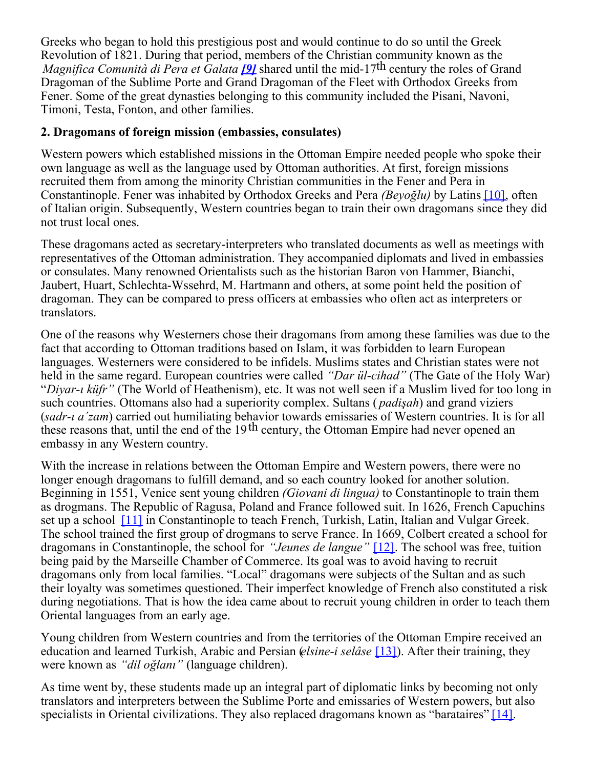Greeks who began to hold this prestigious post and would continue to do so until the Greek Revolution of 1821. During that period, members of the Christian community known as the *Magnifica Comunità di Pera et Galata* ***[9]*** shared until the mid-17th century the roles of Grand Dragoman of the Sublime Porte and Grand Dragoman of the Fleet with Orthodox Greeks from Fener. Some of the great dynasties belonging to this community included the Pisani, Navoni, Timoni, Testa, Fonton, and other families.

**2. Dragomans of foreign mission (embassies, consulates)**

Western powers which established missions in the Ottoman Empire needed people who spoke their own language as well as the language used by Ottoman authorities. At first, foreign missions recruited them from among the minority Christian communities in the Fener and Pera in Constantinople. Fener was inhabited by Orthodox Greeks and Pera *(Beyoğlu)* by Latins [10], often of Italian origin. Subsequently, Western countries began to train their own dragomans since they did not trust local ones.

These dragomans acted as secretary-interpreters who translated documents as well as meetings with representatives of the Ottoman administration. They accompanied diplomats and lived in embassies or consulates. Many renowned Orientalists such as the historian Baron von Hammer, Bianchi, Jaubert, Huart, Schlechta-Wssehrd, M. Hartmann and others, at some point held the position of dragoman. They can be compared to press officers at embassies who often act as interpreters or translators.

One of the reasons why Westerners chose their dragomans from among these families was due to the fact that according to Ottoman traditions based on Islam, it was forbidden to learn European languages. Westerners were considered to be infidels. Muslims states and Christian states were not held in the same regard. European countries were called *"Dar ül-cihad"* (The Gate of the Holy War) "*Diyar-ı küfr"* (The World of Heathenism), etc. It was not well seen if a Muslim lived for too long in such countries. Ottomans also had a superiority complex. Sultans ( *padişah*) and grand viziers (*sadr-ı a´zam*) carried out humiliating behavior towards emissaries of Western countries. It is for all these reasons that, until the end of the 19th century, the Ottoman Empire had never opened an embassy in any Western country.

With the increase in relations between the Ottoman Empire and Western powers, there were no longer enough dragomans to fulfill demand, and so each country looked for another solution. Beginning in 1551, Venice sent young children *(Giovani di lingua)* to Constantinople to train them as drogmans. The Republic of Ragusa, Poland and France followed suit. In 1626, French Capuchins set up a school [11] in Constantinople to teach French, Turkish, Latin, Italian and Vulgar Greek. The school trained the first group of drogmans to serve France. In 1669, Colbert created a school for dragomans in Constantinople, the school for *"Jeunes de langue"* [12]. The school was free, tuition being paid by the Marseille Chamber of Commerce. Its goal was to avoid having to recruit dragomans only from local families. "Local" dragomans were subjects of the Sultan and as such their loyalty was sometimes questioned. Their imperfect knowledge of French also constituted a risk during negotiations. That is how the idea came about to recruit young children in order to teach them Oriental languages from an early age.

Young children from Western countries and from the territories of the Ottoman Empire received an education and learned Turkish, Arabic and Persian (*elsine-i selâse* [13]). After their training, they were known as *"dil oğlanı"* (language children).

As time went by, these students made up an integral part of diplomatic links by becoming not only translators and interpreters between the Sublime Porte and emissaries of Western powers, but also specialists in Oriental civilizations. They also replaced dragomans known as "barataires" [14].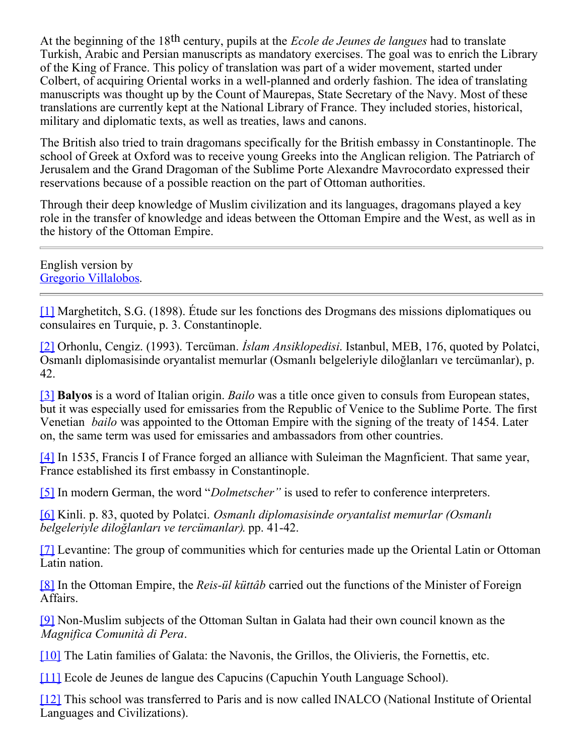At the beginning of the 18th century, pupils at the *Ecole de Jeunes de langues* had to translate Turkish, Arabic and Persian manuscripts as mandatory exercises. The goal was to enrich the Library of the King of France. This policy of translation was part of a wider movement, started under Colbert, of acquiring Oriental works in a well-planned and orderly fashion. The idea of translating manuscripts was thought up by the Count of Maurepas, State Secretary of the Navy. Most of these translations are currently kept at the National Library of France. They included stories, historical, military and diplomatic texts, as well as treaties, laws and canons.

The British also tried to train dragomans specifically for the British embassy in Constantinople. The school of Greek at Oxford was to receive young Greeks into the Anglican religion. The Patriarch of Jerusalem and the Grand Dragoman of the Sublime Porte Alexandre Mavrocordato expressed their reservations because of a possible reaction on the part of Ottoman authorities.

Through their deep knowledge of Muslim civilization and its languages, dragomans played a key role in the transfer of knowledge and ideas between the Ottoman Empire and the West, as well as in the history of the Ottoman Empire.

---

English version by
Gregorio Villalobos.

---

[1] Marghetitch, S.G. (1898). Étude sur les fonctions des Drogmans des missions diplomatiques ou consulaires en Turquie, p. 3. Constantinople.

[2] Orhonlu, Cengiz. (1993). Tercüman. *İslam Ansiklopedisi*. Istanbul, MEB, 176, quoted by Polatci, Osmanlı diplomasisinde oryantalist memurlar (Osmanlı belgeleriyle diloğlanları ve tercümanlar), p. 42.

[3] **Balyos** is a word of Italian origin. *Bailo* was a title once given to consuls from European states, but it was especially used for emissaries from the Republic of Venice to the Sublime Porte. The first Venetian *bailo* was appointed to the Ottoman Empire with the signing of the treaty of 1454. Later on, the same term was used for emissaries and ambassadors from other countries.

[4] In 1535, Francis I of France forged an alliance with Suleiman the Magnficient. That same year, France established its first embassy in Constantinople.

[5] In modern German, the word "*Dolmetscher"* is used to refer to conference interpreters.

[6] Kinli. p. 83, quoted by Polatci. *Osmanlı diplomasisinde oryantalist memurlar (Osmanlı belgeleriyle diloğlanları ve tercümanlar).* pp. 41-42.

[7] Levantine: The group of communities which for centuries made up the Oriental Latin or Ottoman Latin nation.

[8] In the Ottoman Empire, the *Reis-ül küttâb* carried out the functions of the Minister of Foreign Affairs.

[9] Non-Muslim subjects of the Ottoman Sultan in Galata had their own council known as the *Magnifica Comunità di Pera*.

[10] The Latin families of Galata: the Navonis, the Grillos, the Olivieris, the Fornettis, etc.

[11] Ecole de Jeunes de langue des Capucins (Capuchin Youth Language School).

[12] This school was transferred to Paris and is now called INALCO (National Institute of Oriental Languages and Civilizations).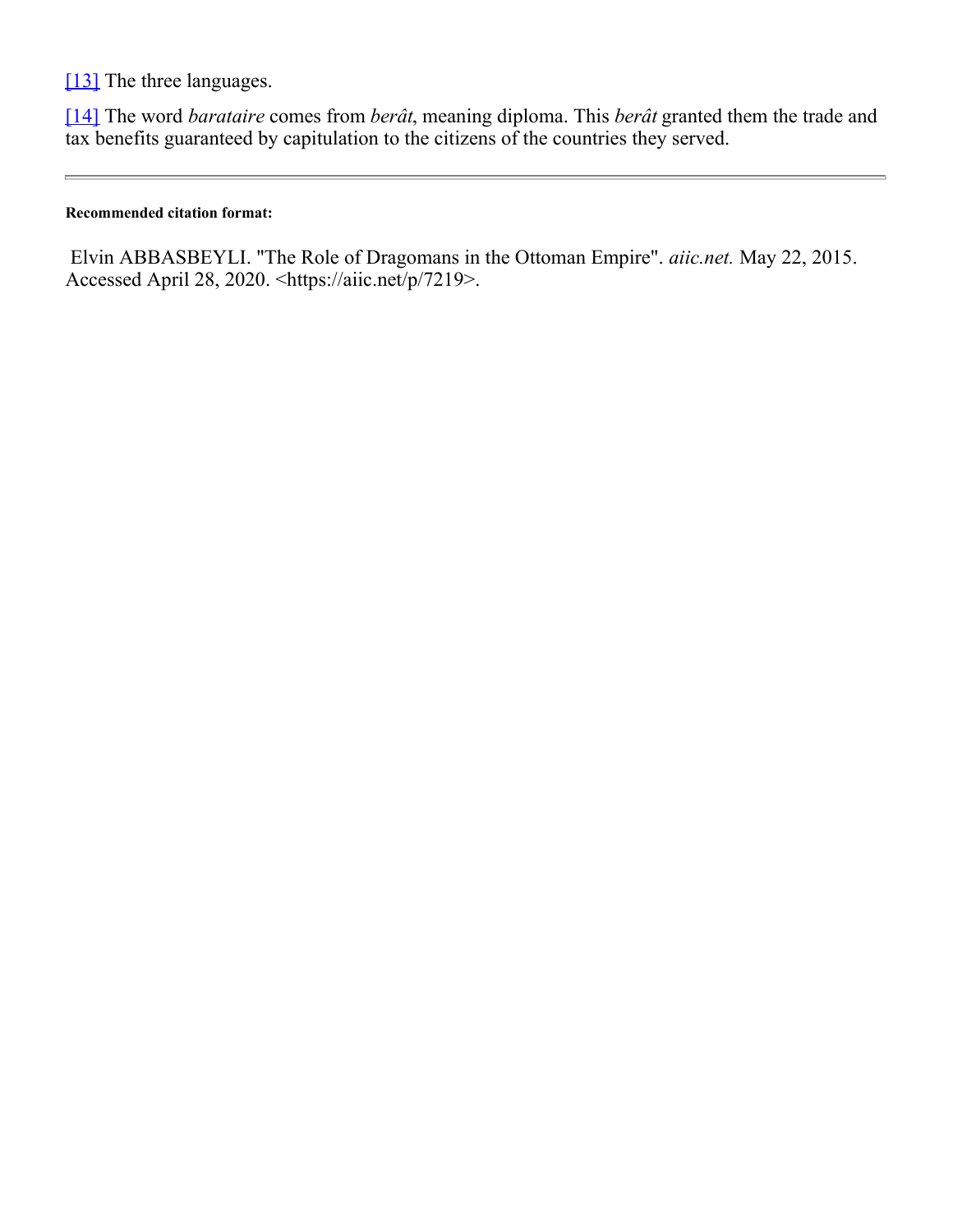[13] The three languages.

[14] The word *baratаire* comes from *berât*, meaning diploma. This *berât* granted them the trade and tax benefits guaranteed by capitulation to the citizens of the countries they served.

---

**Recommended citation format:**

Elvin ABBASBEYLI. "The Role of Dragomans in the Ottoman Empire". *aiic.net.* May 22, 2015. Accessed April 28, 2020. <https://aiic.net/p/7219>.